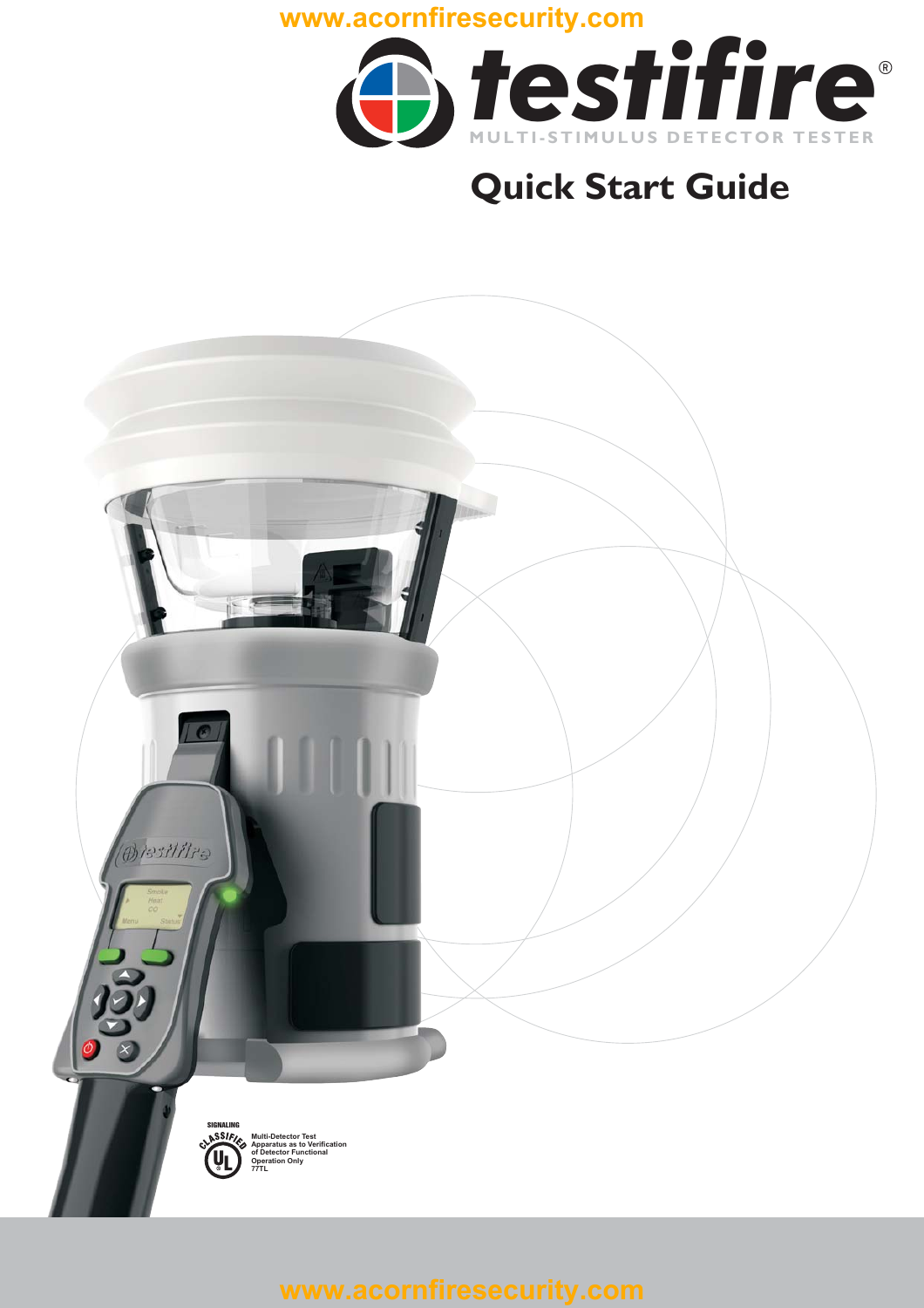www.acornfiresecurity.com

# testifire®

MULTI-STIMULUS DETECTOR TESTER

## Quick Start Guide

SIGNALING
CLASSIFIED
UL
Multi-Detector Test Apparatus as to Verification of Detector Functional Operation Only
77TL

www.acornfiresecurity.com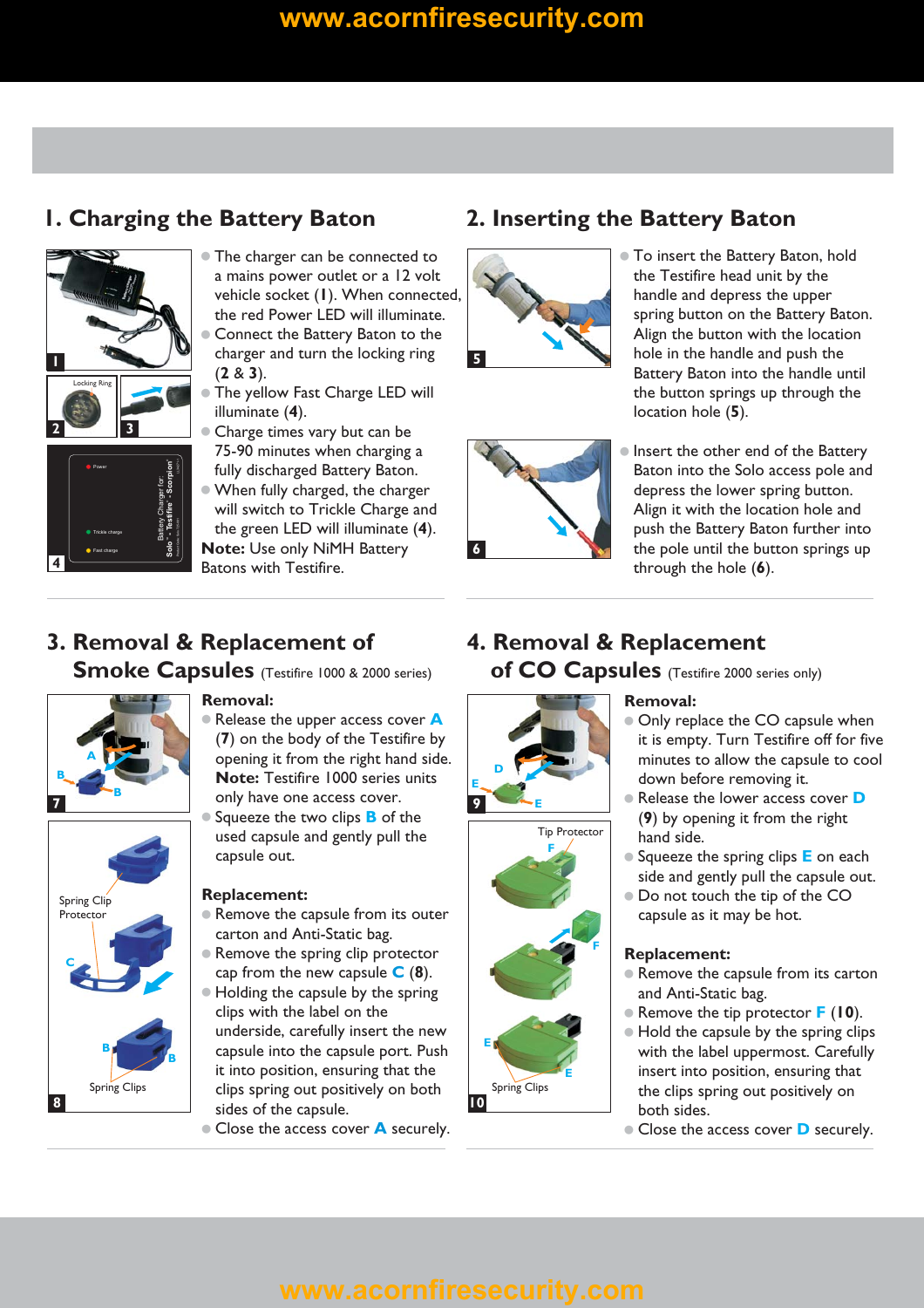## 1. Charging the Battery Baton

- The charger can be connected to a mains power outlet or a 12 volt vehicle socket (**1**). When connected, the red Power LED will illuminate.
- Connect the Battery Baton to the charger and turn the locking ring (**2** & **3**).
- The yellow Fast Charge LED will illuminate (**4**).
- Charge times vary but can be 75-90 minutes when charging a fully discharged Battery Baton.
- When fully charged, the charger will switch to Trickle Charge and the green LED will illuminate (**4**).

**Note:** Use only NiMH Battery Batons with Testifire.

## 2. Inserting the Battery Baton

- To insert the Battery Baton, hold the Testifire head unit by the handle and depress the upper spring button on the Battery Baton. Align the button with the location hole in the handle and push the Battery Baton into the handle until the button springs up through the location hole (**5**).
- Insert the other end of the Battery Baton into the Solo access pole and depress the lower spring button. Align it with the location hole and push the Battery Baton further into the pole until the button springs up through the hole (**6**).

## 3. Removal & Replacement of Smoke Capsules (Testifire 1000 & 2000 series)

**Removal:**

- Release the upper access cover **A** (**7**) on the body of the Testifire by opening it from the right hand side. **Note:** Testifire 1000 series units only have one access cover.
- Squeeze the two clips **B** of the used capsule and gently pull the capsule out.

**Replacement:**

- Remove the capsule from its outer carton and Anti-Static bag.
- Remove the spring clip protector cap from the new capsule **C** (**8**).
- Holding the capsule by the spring clips with the label on the underside, carefully insert the new capsule into the capsule port. Push it into position, ensuring that the clips spring out positively on both sides of the capsule.
- Close the access cover **A** securely.

## 4. Removal & Replacement of CO Capsules (Testifire 2000 series only)

**Removal:**

- Only replace the CO capsule when it is empty. Turn Testifire off for five minutes to allow the capsule to cool down before removing it.
- Release the lower access cover **D** (**9**) by opening it from the right hand side.
- Squeeze the spring clips **E** on each side and gently pull the capsule out.
- Do not touch the tip of the CO capsule as it may be hot.

**Replacement:**

- Remove the capsule from its carton and Anti-Static bag.
- Remove the tip protector **F** (**10**).
- Hold the capsule by the spring clips with the label uppermost. Carefully insert into position, ensuring that the clips spring out positively on both sides.
- Close the access cover **D** securely.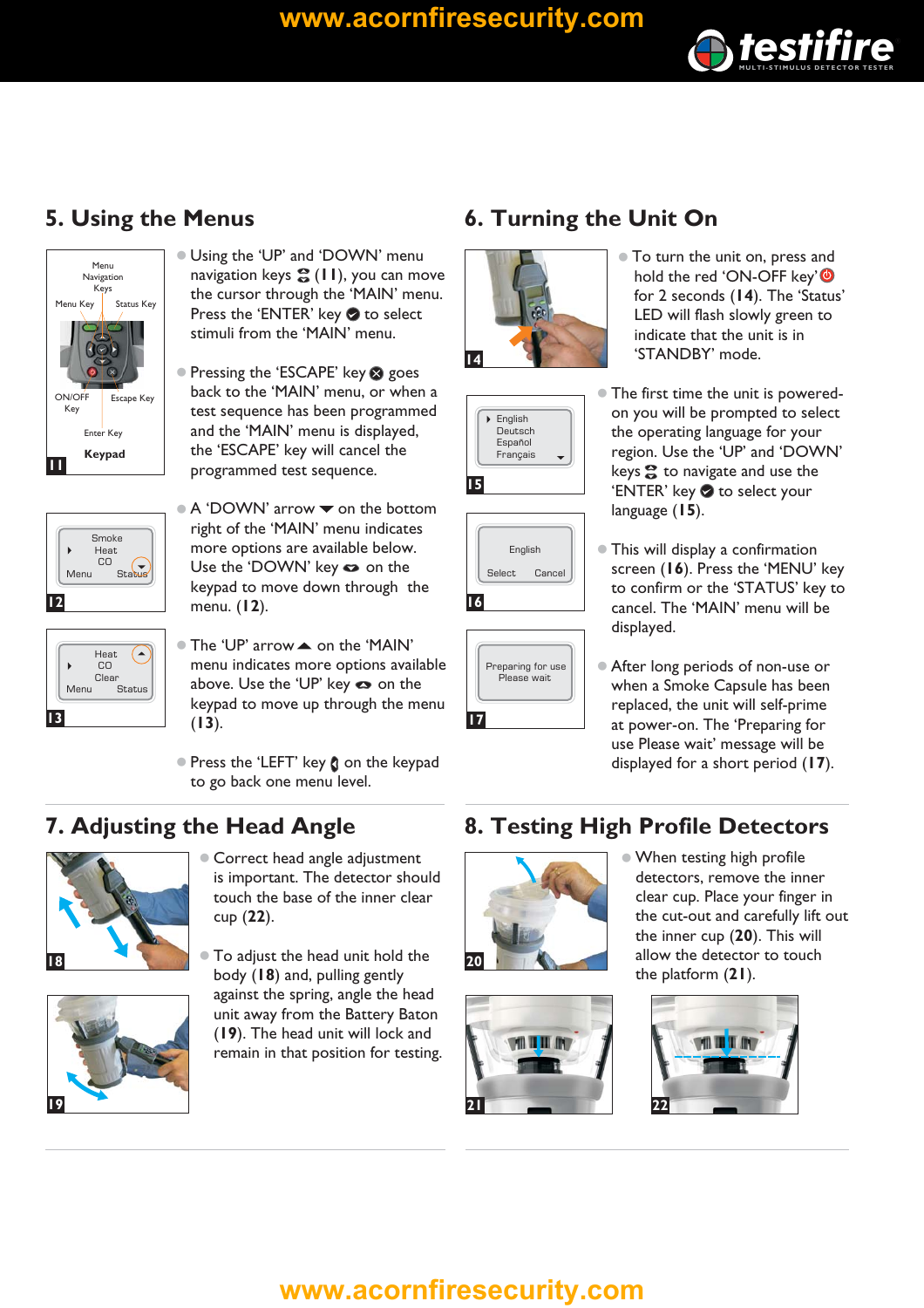## 5. Using the Menus

- Using the 'UP' and 'DOWN' menu navigation keys (11), you can move the cursor through the 'MAIN' menu. Press the 'ENTER' key to select stimuli from the 'MAIN' menu.
- Pressing the 'ESCAPE' key goes back to the 'MAIN' menu, or when a test sequence has been programmed and the 'MAIN' menu is displayed, the 'ESCAPE' key will cancel the programmed test sequence.
- A 'DOWN' arrow on the bottom right of the 'MAIN' menu indicates more options are available below. Use the 'DOWN' key on the keypad to move down through the menu. (12).
- The 'UP' arrow on the 'MAIN' menu indicates more options available above. Use the 'UP' key on the keypad to move up through the menu (13).
- Press the 'LEFT' key on the keypad to go back one menu level.

## 6. Turning the Unit On

- To turn the unit on, press and hold the red 'ON-OFF key' for 2 seconds (14). The 'Status' LED will flash slowly green to indicate that the unit is in 'STANDBY' mode.
- The first time the unit is powered-on you will be prompted to select the operating language for your region. Use the 'UP' and 'DOWN' keys to navigate and use the 'ENTER' key to select your language (15).
- This will display a confirmation screen (16). Press the 'MENU' key to confirm or the 'STATUS' key to cancel. The 'MAIN' menu will be displayed.
- After long periods of non-use or when a Smoke Capsule has been replaced, the unit will self-prime at power-on. The 'Preparing for use Please wait' message will be displayed for a short period (17).

## 7. Adjusting the Head Angle

- Correct head angle adjustment is important. The detector should touch the base of the inner clear cup (22).
- To adjust the head unit hold the body (18) and, pulling gently against the spring, angle the head unit away from the Battery Baton (19). The head unit will lock and remain in that position for testing.

## 8. Testing High Profile Detectors

- When testing high profile detectors, remove the inner clear cup. Place your finger in the cut-out and carefully lift out the inner cup (20). This will allow the detector to touch the platform (21).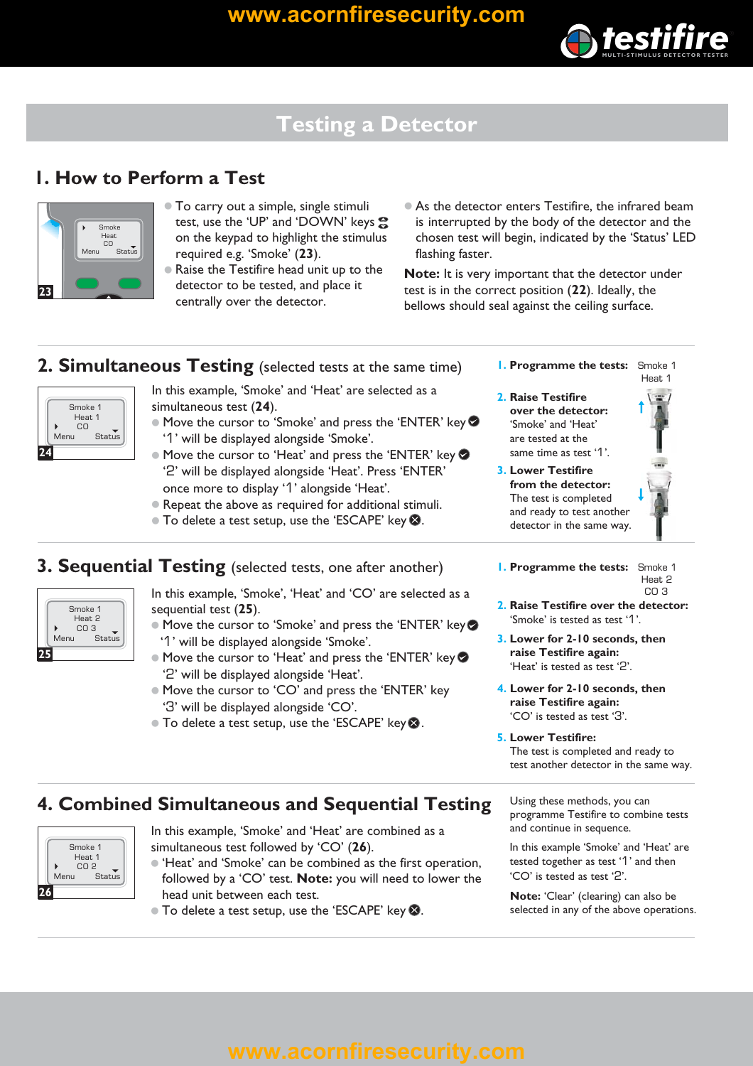# Testing a Detector

## 1. How to Perform a Test

23

- To carry out a simple, single stimuli test, use the 'UP' and 'DOWN' keys on the keypad to highlight the stimulus required e.g. 'Smoke' (**23**).
- Raise the Testifire head unit up to the detector to be tested, and place it centrally over the detector.
- As the detector enters Testifire, the infrared beam is interrupted by the body of the detector and the chosen test will begin, indicated by the 'Status' LED flashing faster.

**Note:** It is very important that the detector under test is in the correct position (**22**). Ideally, the bellows should seal against the ceiling surface.

## 2. Simultaneous Testing (selected tests at the same time)

24

In this example, 'Smoke' and 'Heat' are selected as a simultaneous test (**24**).

- Move the cursor to 'Smoke' and press the 'ENTER' key. '1' will be displayed alongside 'Smoke'.
- Move the cursor to 'Heat' and press the 'ENTER' key. '2' will be displayed alongside 'Heat'. Press 'ENTER' once more to display '1' alongside 'Heat'.
- Repeat the above as required for additional stimuli.
- To delete a test setup, use the 'ESCAPE' key.

1. **Programme the tests:** Smoke 1, Heat 1
2. **Raise Testifire over the detector:** 'Smoke' and 'Heat' are tested at the same time as test '1'.
3. **Lower Testifire from the detector:** The test is completed and ready to test another detector in the same way.

## 3. Sequential Testing (selected tests, one after another)

25

In this example, 'Smoke', 'Heat' and 'CO' are selected as a sequential test (**25**).

- Move the cursor to 'Smoke' and press the 'ENTER' key. '1' will be displayed alongside 'Smoke'.
- Move the cursor to 'Heat' and press the 'ENTER' key. '2' will be displayed alongside 'Heat'.
- Move the cursor to 'CO' and press the 'ENTER' key. '3' will be displayed alongside 'CO'.
- To delete a test setup, use the 'ESCAPE' key.

1. **Programme the tests:** Smoke 1, Heat 2, CO 3
2. **Raise Testifire over the detector:** 'Smoke' is tested as test '1'.
3. **Lower for 2-10 seconds, then raise Testifire again:** 'Heat' is tested as test '2'.
4. **Lower for 2-10 seconds, then raise Testifire again:** 'CO' is tested as test '3'.
5. **Lower Testifire:** The test is completed and ready to test another detector in the same way.

## 4. Combined Simultaneous and Sequential Testing

26

In this example, 'Smoke' and 'Heat' are combined as a simultaneous test followed by 'CO' (**26**).

- 'Heat' and 'Smoke' can be combined as the first operation, followed by a 'CO' test. **Note:** you will need to lower the head unit between each test.
- To delete a test setup, use the 'ESCAPE' key.

Using these methods, you can programme Testifire to combine tests and continue in sequence.

In this example 'Smoke' and 'Heat' are tested together as test '1' and then 'CO' is tested as test '2'.

**Note:** 'Clear' (clearing) can also be selected in any of the above operations.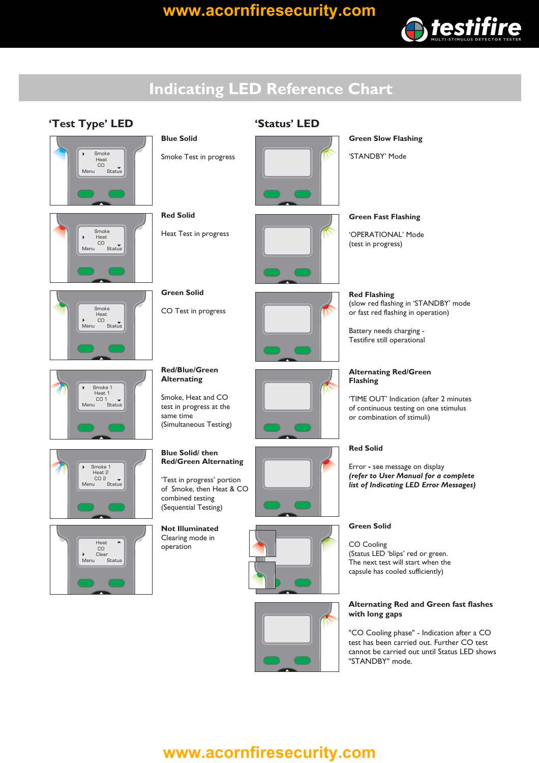# Indicating LED Reference Chart

## 'Test Type' LED

**Blue Solid**

Smoke Test in progress

**Red Solid**

Heat Test in progress

**Green Solid**

CO Test in progress

**Red/Blue/Green Alternating**

Smoke, Heat and CO test in progress at the same time (Simultaneous Testing)

**Blue Solid/ then Red/Green Alternating**

'Test in progress' portion of Smoke, then Heat & CO combined testing (Sequential Testing)

**Not Illuminated**
Clearing mode in operation

## 'Status' LED

**Green Slow Flashing**

'STANDBY' Mode

**Green Fast Flashing**

'OPERATIONAL' Mode (test in progress)

**Red Flashing**
(slow red flashing in 'STANDBY' mode or fast red flashing in operation)

Battery needs charging - Testifire still operational

**Alternating Red/Green Flashing**

'TIME OUT' Indication (after 2 minutes of continuous testing on one stimulus or combination of stimuli)

**Red Solid**

Error - see message on display
***(refer to User Manual for a complete list of Indicating LED Error Messages)***

**Green Solid**

CO Cooling
(Status LED 'blips' red or green. The next test will start when the capsule has cooled sufficiently)

**Alternating Red and Green fast flashes with long gaps**

"CO Cooling phase" - Indication after a CO test has been carried out. Further CO test cannot be carried out until Status LED shows "STANDBY" mode.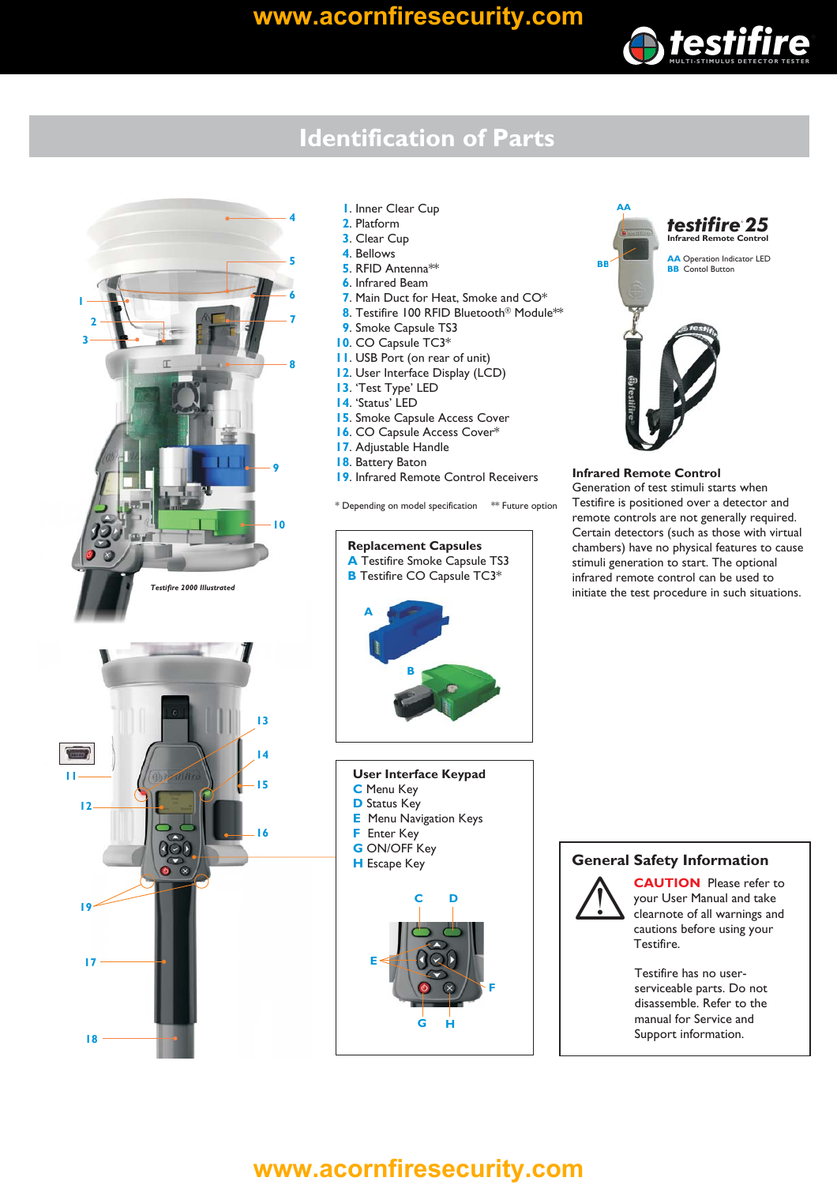# Identification of Parts

1. Inner Clear Cup
2. Platform
3. Clear Cup
4. Bellows
5. RFID Antenna**
6. Infrared Beam
7. Main Duct for Heat, Smoke and CO*
8. Testifire 100 RFID Bluetooth® Module**
9. Smoke Capsule TS3
10. CO Capsule TC3*
11. USB Port (on rear of unit)
12. User Interface Display (LCD)
13. 'Test Type' LED
14. 'Status' LED
15. Smoke Capsule Access Cover
16. CO Capsule Access Cover*
17. Adjustable Handle
18. Battery Baton
19. Infrared Remote Control Receivers

\* Depending on model specification ** Future option

*Testifire 2000 Illustrated*

## Replacement Capsules

**A** Testifire Smoke Capsule TS3
**B** Testifire CO Capsule TC3*

## User Interface Keypad

**C** Menu Key
**D** Status Key
**E** Menu Navigation Keys
**F** Enter Key
**G** ON/OFF Key
**H** Escape Key

## testifire 25 Infrared Remote Control

**AA** Operation Indicator LED
**BB** Contol Button

### Infrared Remote Control

Generation of test stimuli starts when Testifire is positioned over a detector and remote controls are not generally required. Certain detectors (such as those with virtual chambers) have no physical features to cause stimuli generation to start. The optional infrared remote control can be used to initiate the test procedure in such situations.

## General Safety Information

**CAUTION** Please refer to your User Manual and take clearnote of all warnings and cautions before using your Testifire.

Testifire has no user-serviceable parts. Do not disassemble. Refer to the manual for Service and Support information.